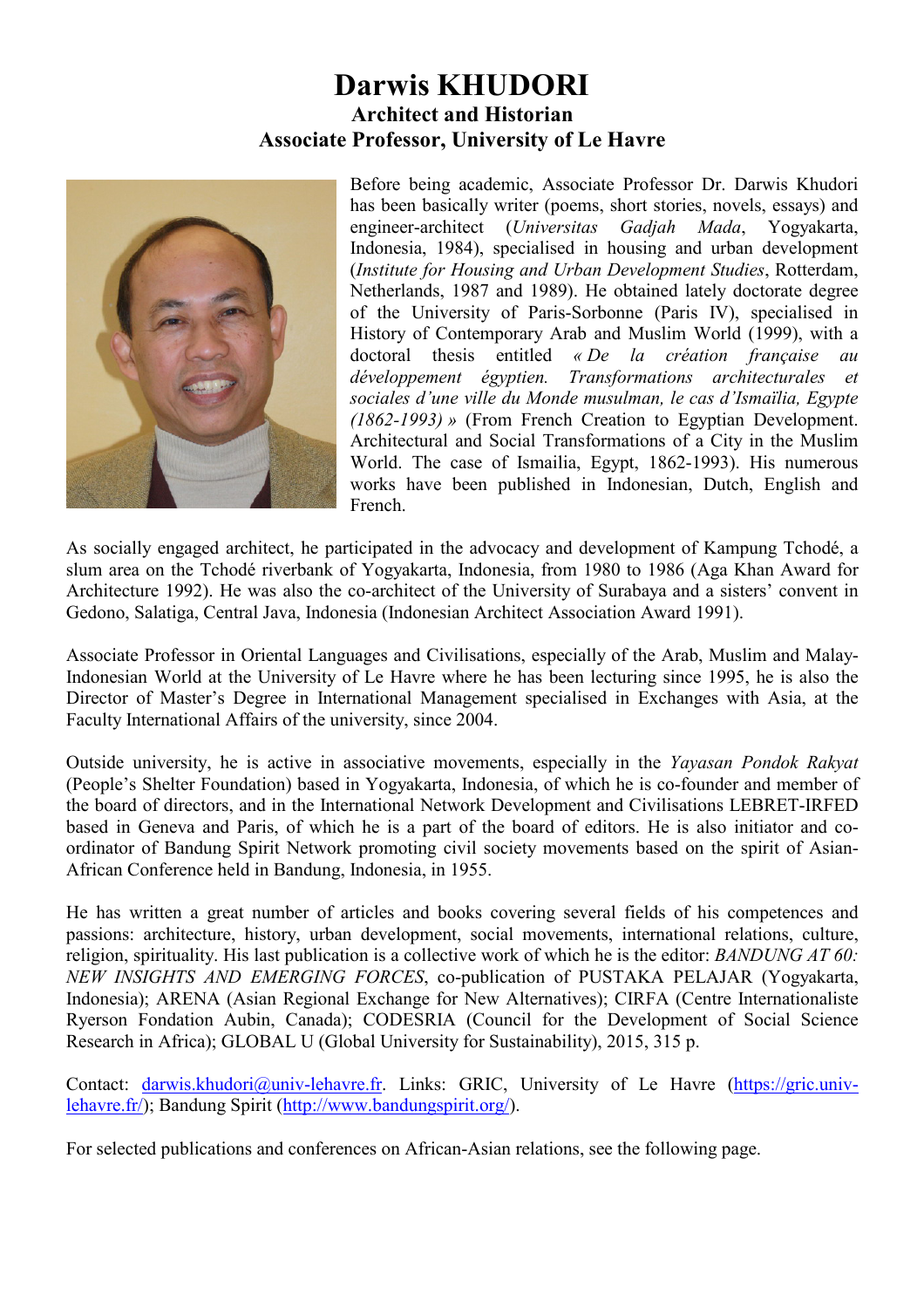# Darwis KHUDORI

## Architect and Historian

## Associate Professor, University of Le Havre

Before being academic, Associate Professor Dr. Darwis Khudori has been basically writer (poems, short stories, novels, essays) and engineer-architect (*Universitas Gadjah Mada*, Yogyakarta, Indonesia, 1984), specialised in housing and urban development (*Institute for Housing and Urban Development Studies*, Rotterdam, Netherlands, 1987 and 1989). He obtained lately doctorate degree of the University of Paris-Sorbonne (Paris IV), specialised in History of Contemporary Arab and Muslim World (1999), with a doctoral thesis entitled *« De la création française au développement égyptien. Transformations architecturales et sociales d'une ville du Monde musulman, le cas d'Ismaïlia, Egypte (1862-1993) »* (From French Creation to Egyptian Development. Architectural and Social Transformations of a City in the Muslim World. The case of Ismailia, Egypt, 1862-1993). His numerous works have been published in Indonesian, Dutch, English and French.

As socially engaged architect, he participated in the advocacy and development of Kampung Tchodé, a slum area on the Tchodé riverbank of Yogyakarta, Indonesia, from 1980 to 1986 (Aga Khan Award for Architecture 1992). He was also the co-architect of the University of Surabaya and a sisters' convent in Gedono, Salatiga, Central Java, Indonesia (Indonesian Architect Association Award 1991).

Associate Professor in Oriental Languages and Civilisations, especially of the Arab, Muslim and Malay-Indonesian World at the University of Le Havre where he has been lecturing since 1995, he is also the Director of Master's Degree in International Management specialised in Exchanges with Asia, at the Faculty International Affairs of the university, since 2004.

Outside university, he is active in associative movements, especially in the *Yayasan Pondok Rakyat* (People's Shelter Foundation) based in Yogyakarta, Indonesia, of which he is co-founder and member of the board of directors, and in the International Network Development and Civilisations LEBRET-IRFED based in Geneva and Paris, of which he is a part of the board of editors. He is also initiator and co-ordinator of Bandung Spirit Network promoting civil society movements based on the spirit of Asian-African Conference held in Bandung, Indonesia, in 1955.

He has written a great number of articles and books covering several fields of his competences and passions: architecture, history, urban development, social movements, international relations, culture, religion, spirituality. His last publication is a collective work of which he is the editor: *BANDUNG AT 60: NEW INSIGHTS AND EMERGING FORCES*, co-publication of PUSTAKA PELAJAR (Yogyakarta, Indonesia); ARENA (Asian Regional Exchange for New Alternatives); CIRFA (Centre Internationaliste Ryerson Fondation Aubin, Canada); CODESRIA (Council for the Development of Social Science Research in Africa); GLOBAL U (Global University for Sustainability), 2015, 315 p.

Contact: [darwis.khudori@univ-lehavre.fr](mailto:darwis.khudori@univ-lehavre.fr). Links: GRIC, University of Le Havre ([https://gric.univ-lehavre.fr/](https://gric.univ-lehavre.fr/)); Bandung Spirit ([http://www.bandungspirit.org/](http://www.bandungspirit.org/)).

For selected publications and conferences on African-Asian relations, see the following page.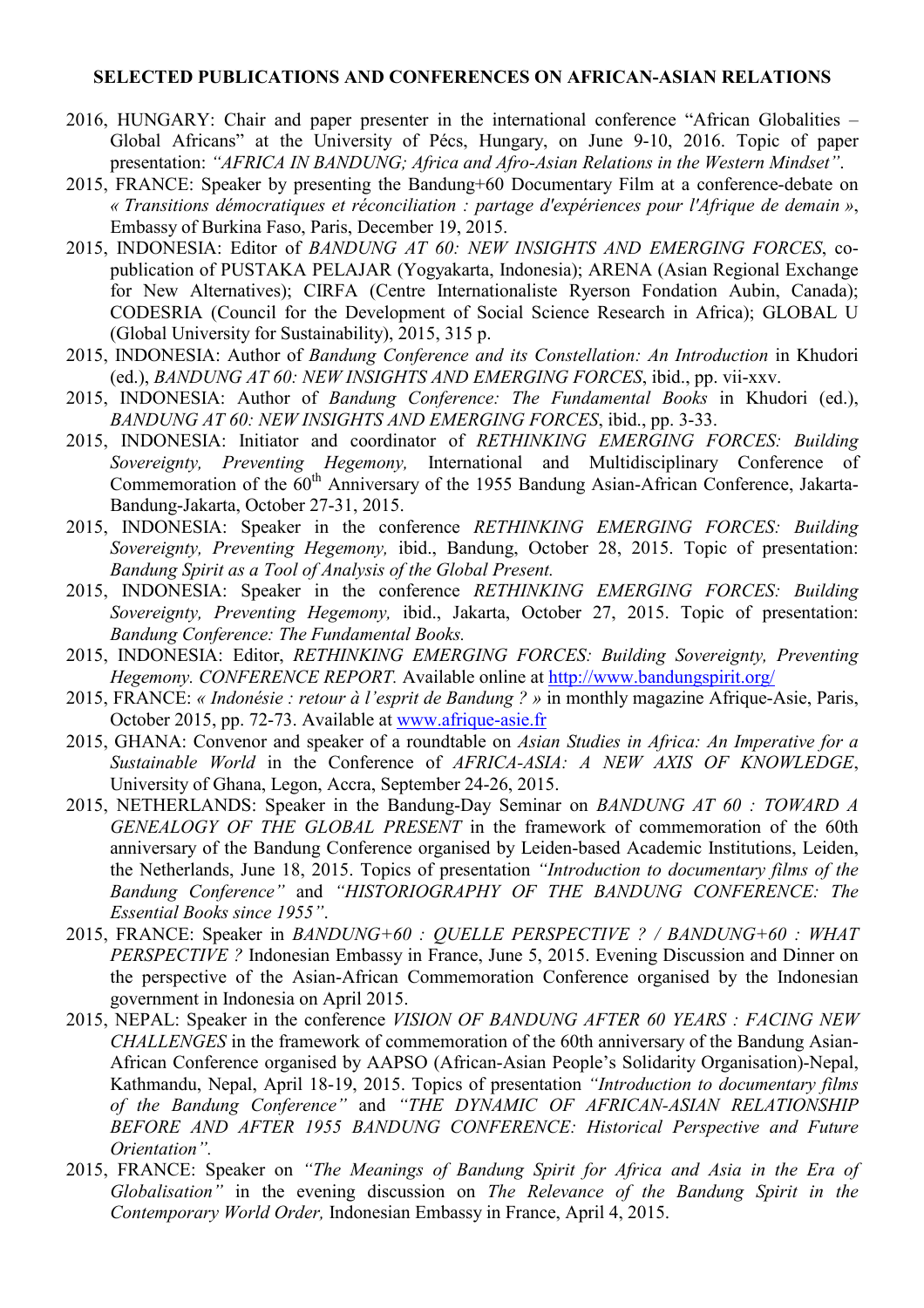**SELECTED PUBLICATIONS AND CONFERENCES ON AFRICAN-ASIAN RELATIONS**

- 2016, HUNGARY: Chair and paper presenter in the international conference "African Globalities – Global Africans" at the University of Pécs, Hungary, on June 9-10, 2016. Topic of paper presentation: *"AFRICA IN BANDUNG; Africa and Afro-Asian Relations in the Western Mindset"*.
- 2015, FRANCE: Speaker by presenting the Bandung+60 Documentary Film at a conference-debate on *« Transitions démocratiques et réconciliation : partage d'expériences pour l'Afrique de demain »*, Embassy of Burkina Faso, Paris, December 19, 2015.
- 2015, INDONESIA: Editor of *BANDUNG AT 60: NEW INSIGHTS AND EMERGING FORCES*, co-publication of PUSTAKA PELAJAR (Yogyakarta, Indonesia); ARENA (Asian Regional Exchange for New Alternatives); CIRFA (Centre Internationaliste Ryerson Fondation Aubin, Canada); CODESRIA (Council for the Development of Social Science Research in Africa); GLOBAL U (Global University for Sustainability), 2015, 315 p.
- 2015, INDONESIA: Author of *Bandung Conference and its Constellation: An Introduction* in Khudori (ed.), *BANDUNG AT 60: NEW INSIGHTS AND EMERGING FORCES*, ibid., pp. vii-xxv.
- 2015, INDONESIA: Author of *Bandung Conference: The Fundamental Books* in Khudori (ed.), *BANDUNG AT 60: NEW INSIGHTS AND EMERGING FORCES*, ibid., pp. 3-33.
- 2015, INDONESIA: Initiator and coordinator of *RETHINKING EMERGING FORCES: Building Sovereignty, Preventing Hegemony,* International and Multidisciplinary Conference of Commemoration of the 60th Anniversary of the 1955 Bandung Asian-African Conference, Jakarta-Bandung-Jakarta, October 27-31, 2015.
- 2015, INDONESIA: Speaker in the conference *RETHINKING EMERGING FORCES: Building Sovereignty, Preventing Hegemony,* ibid., Bandung, October 28, 2015. Topic of presentation: *Bandung Spirit as a Tool of Analysis of the Global Present.*
- 2015, INDONESIA: Speaker in the conference *RETHINKING EMERGING FORCES: Building Sovereignty, Preventing Hegemony,* ibid., Jakarta, October 27, 2015. Topic of presentation: *Bandung Conference: The Fundamental Books.*
- 2015, INDONESIA: Editor, *RETHINKING EMERGING FORCES: Building Sovereignty, Preventing Hegemony. CONFERENCE REPORT.* Available online at http://www.bandungspirit.org/
- 2015, FRANCE: *« Indonésie : retour à l'esprit de Bandung ? »* in monthly magazine Afrique-Asie, Paris, October 2015, pp. 72-73. Available at www.afrique-asie.fr
- 2015, GHANA: Convenor and speaker of a roundtable on *Asian Studies in Africa: An Imperative for a Sustainable World* in the Conference of *AFRICA-ASIA: A NEW AXIS OF KNOWLEDGE*, University of Ghana, Legon, Accra, September 24-26, 2015.
- 2015, NETHERLANDS: Speaker in the Bandung-Day Seminar on *BANDUNG AT 60 : TOWARD A GENEALOGY OF THE GLOBAL PRESENT* in the framework of commemoration of the 60th anniversary of the Bandung Conference organised by Leiden-based Academic Institutions, Leiden, the Netherlands, June 18, 2015. Topics of presentation *"Introduction to documentary films of the Bandung Conference"* and *"HISTORIOGRAPHY OF THE BANDUNG CONFERENCE: The Essential Books since 1955"*.
- 2015, FRANCE: Speaker in *BANDUNG+60 : QUELLE PERSPECTIVE ? / BANDUNG+60 : WHAT PERSPECTIVE ?* Indonesian Embassy in France, June 5, 2015. Evening Discussion and Dinner on the perspective of the Asian-African Commemoration Conference organised by the Indonesian government in Indonesia on April 2015.
- 2015, NEPAL: Speaker in the conference *VISION OF BANDUNG AFTER 60 YEARS : FACING NEW CHALLENGES* in the framework of commemoration of the 60th anniversary of the Bandung Asian-African Conference organised by AAPSO (African-Asian People's Solidarity Organisation)-Nepal, Kathmandu, Nepal, April 18-19, 2015. Topics of presentation *"Introduction to documentary films of the Bandung Conference"* and *"THE DYNAMIC OF AFRICAN-ASIAN RELATIONSHIP BEFORE AND AFTER 1955 BANDUNG CONFERENCE: Historical Perspective and Future Orientation"*.
- 2015, FRANCE: Speaker on *"The Meanings of Bandung Spirit for Africa and Asia in the Era of Globalisation"* in the evening discussion on *The Relevance of the Bandung Spirit in the Contemporary World Order,* Indonesian Embassy in France, April 4, 2015.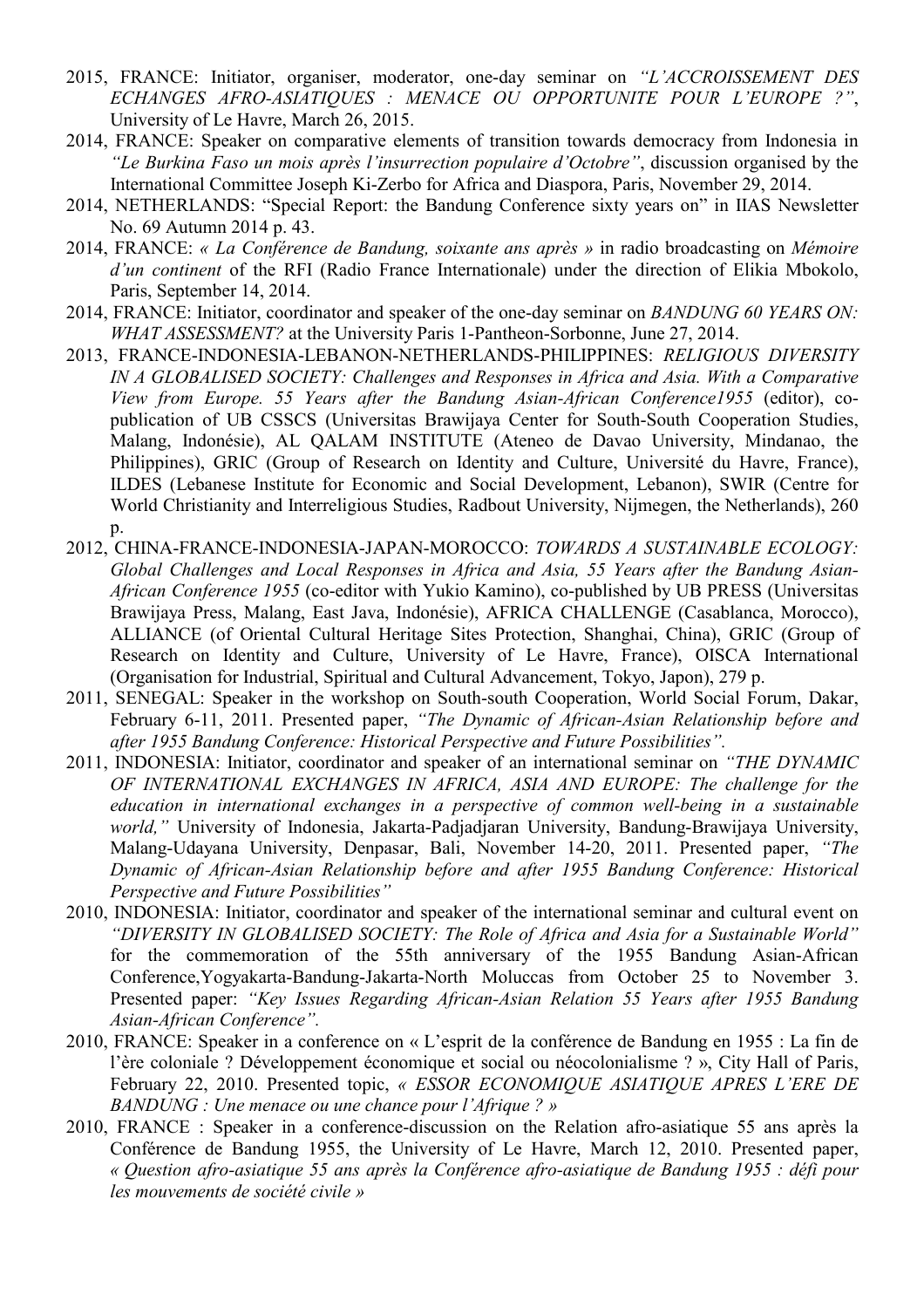- 2015, FRANCE: Initiator, organiser, moderator, one-day seminar on *"L'ACCROISSEMENT DES ECHANGES AFRO-ASIATIQUES : MENACE OU OPPORTUNITE POUR L'EUROPE ?"*, University of Le Havre, March 26, 2015.
- 2014, FRANCE: Speaker on comparative elements of transition towards democracy from Indonesia in *"Le Burkina Faso un mois après l'insurrection populaire d'Octobre"*, discussion organised by the International Committee Joseph Ki-Zerbo for Africa and Diaspora, Paris, November 29, 2014.
- 2014, NETHERLANDS: "Special Report: the Bandung Conference sixty years on" in IIAS Newsletter No. 69 Autumn 2014 p. 43.
- 2014, FRANCE: *« La Conférence de Bandung, soixante ans après »* in radio broadcasting on *Mémoire d'un continent* of the RFI (Radio France Internationale) under the direction of Elikia Mbokolo, Paris, September 14, 2014.
- 2014, FRANCE: Initiator, coordinator and speaker of the one-day seminar on *BANDUNG 60 YEARS ON: WHAT ASSESSMENT?* at the University Paris 1-Pantheon-Sorbonne, June 27, 2014.
- 2013, FRANCE-INDONESIA-LEBANON-NETHERLANDS-PHILIPPINES: *RELIGIOUS DIVERSITY IN A GLOBALISED SOCIETY: Challenges and Responses in Africa and Asia. With a Comparative View from Europe. 55 Years after the Bandung Asian-African Conference1955* (editor), co-publication of UB CSSCS (Universitas Brawijaya Center for South-South Cooperation Studies, Malang, Indonésie), AL QALAM INSTITUTE (Ateneo de Davao University, Mindanao, the Philippines), GRIC (Group of Research on Identity and Culture, Université du Havre, France), ILDES (Lebanese Institute for Economic and Social Development, Lebanon), SWIR (Centre for World Christianity and Interreligious Studies, Radbout University, Nijmegen, the Netherlands), 260 p.
- 2012, CHINA-FRANCE-INDONESIA-JAPAN-MOROCCO: *TOWARDS A SUSTAINABLE ECOLOGY: Global Challenges and Local Responses in Africa and Asia, 55 Years after the Bandung Asian-African Conference 1955* (co-editor with Yukio Kamino), co-published by UB PRESS (Universitas Brawijaya Press, Malang, East Java, Indonésie), AFRICA CHALLENGE (Casablanca, Morocco), ALLIANCE (of Oriental Cultural Heritage Sites Protection, Shanghai, China), GRIC (Group of Research on Identity and Culture, University of Le Havre, France), OISCA International (Organisation for Industrial, Spiritual and Cultural Advancement, Tokyo, Japon), 279 p.
- 2011, SENEGAL: Speaker in the workshop on South-south Cooperation, World Social Forum, Dakar, February 6-11, 2011. Presented paper, *"The Dynamic of African-Asian Relationship before and after 1955 Bandung Conference: Historical Perspective and Future Possibilities".*
- 2011, INDONESIA: Initiator, coordinator and speaker of an international seminar on *"THE DYNAMIC OF INTERNATIONAL EXCHANGES IN AFRICA, ASIA AND EUROPE: The challenge for the education in international exchanges in a perspective of common well-being in a sustainable world,"* University of Indonesia, Jakarta-Padjadjaran University, Bandung-Brawijaya University, Malang-Udayana University, Denpasar, Bali, November 14-20, 2011. Presented paper, *"The Dynamic of African-Asian Relationship before and after 1955 Bandung Conference: Historical Perspective and Future Possibilities"*
- 2010, INDONESIA: Initiator, coordinator and speaker of the international seminar and cultural event on *"DIVERSITY IN GLOBALISED SOCIETY: The Role of Africa and Asia for a Sustainable World"* for the commemoration of the 55th anniversary of the 1955 Bandung Asian-African Conference,Yogyakarta-Bandung-Jakarta-North Moluccas from October 25 to November 3. Presented paper: *"Key Issues Regarding African-Asian Relation 55 Years after 1955 Bandung Asian-African Conference".*
- 2010, FRANCE: Speaker in a conference on « L'esprit de la conférence de Bandung en 1955 : La fin de l'ère coloniale ? Développement économique et social ou néocolonialisme ? », City Hall of Paris, February 22, 2010. Presented topic, *« ESSOR ECONOMIQUE ASIATIQUE APRES L'ERE DE BANDUNG : Une menace ou une chance pour l'Afrique ? »*
- 2010, FRANCE : Speaker in a conference-discussion on the Relation afro-asiatique 55 ans après la Conférence de Bandung 1955, the University of Le Havre, March 12, 2010. Presented paper, *« Question afro-asiatique 55 ans après la Conférence afro-asiatique de Bandung 1955 : défi pour les mouvements de société civile »*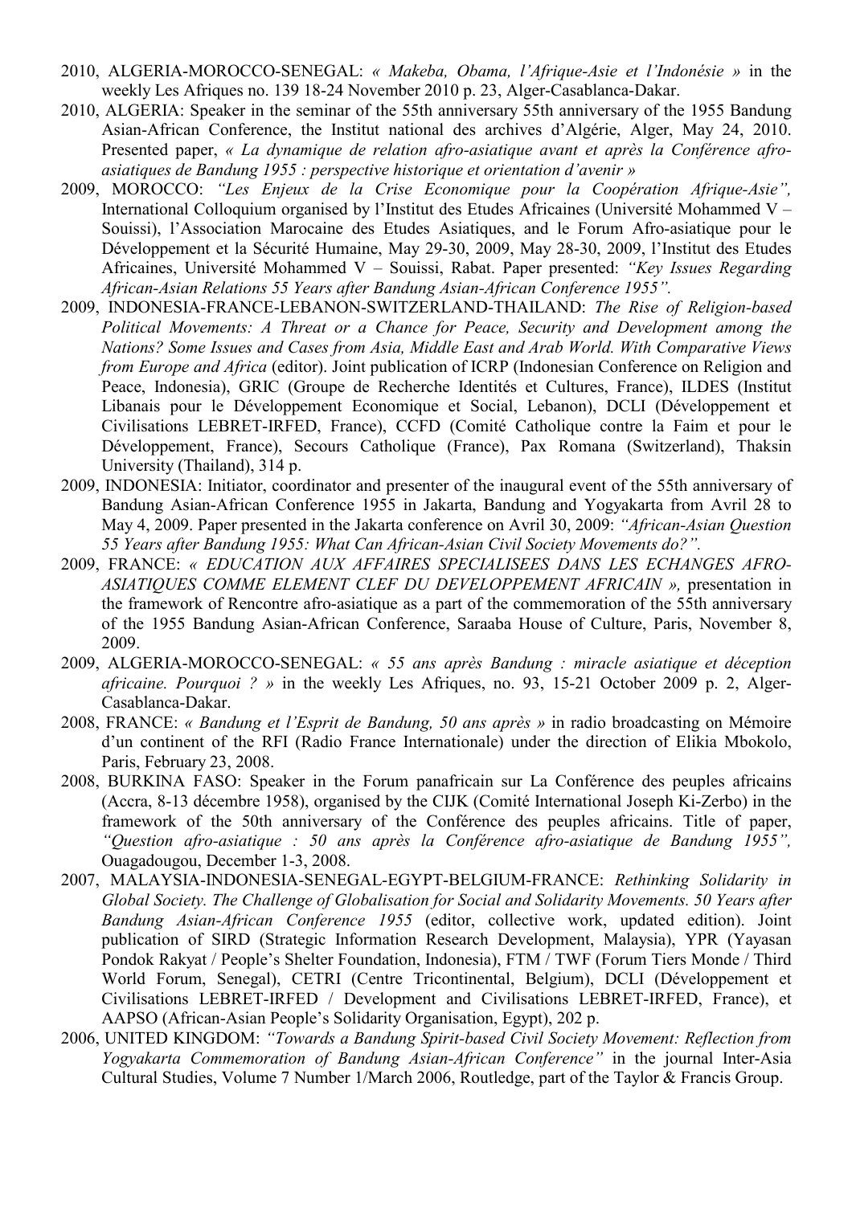- 2010, ALGERIA-MOROCCO-SENEGAL: *« Makeba, Obama, l'Afrique-Asie et l'Indonésie »* in the weekly Les Afriques no. 139 18-24 November 2010 p. 23, Alger-Casablanca-Dakar.
- 2010, ALGERIA: Speaker in the seminar of the 55th anniversary 55th anniversary of the 1955 Bandung Asian-African Conference, the Institut national des archives d'Algérie, Alger, May 24, 2010. Presented paper, *« La dynamique de relation afro-asiatique avant et après la Conférence afro-asiatiques de Bandung 1955 : perspective historique et orientation d'avenir »*
- 2009, MOROCCO: *"Les Enjeux de la Crise Economique pour la Coopération Afrique-Asie",* International Colloquium organised by l'Institut des Etudes Africaines (Université Mohammed V – Souissi), l'Association Marocaine des Etudes Asiatiques, and le Forum Afro-asiatique pour le Développement et la Sécurité Humaine, May 29-30, 2009, May 28-30, 2009, l'Institut des Etudes Africaines, Université Mohammed V – Souissi, Rabat. Paper presented: *"Key Issues Regarding African-Asian Relations 55 Years after Bandung Asian-African Conference 1955".*
- 2009, INDONESIA-FRANCE-LEBANON-SWITZERLAND-THAILAND: *The Rise of Religion-based Political Movements: A Threat or a Chance for Peace, Security and Development among the Nations? Some Issues and Cases from Asia, Middle East and Arab World. With Comparative Views from Europe and Africa* (editor). Joint publication of ICRP (Indonesian Conference on Religion and Peace, Indonesia), GRIC (Groupe de Recherche Identités et Cultures, France), ILDES (Institut Libanais pour le Développement Economique et Social, Lebanon), DCLI (Développement et Civilisations LEBRET-IRFED, France), CCFD (Comité Catholique contre la Faim et pour le Développement, France), Secours Catholique (France), Pax Romana (Switzerland), Thaksin University (Thailand), 314 p.
- 2009, INDONESIA: Initiator, coordinator and presenter of the inaugural event of the 55th anniversary of Bandung Asian-African Conference 1955 in Jakarta, Bandung and Yogyakarta from Avril 28 to May 4, 2009. Paper presented in the Jakarta conference on Avril 30, 2009: *"African-Asian Question 55 Years after Bandung 1955: What Can African-Asian Civil Society Movements do?".*
- 2009, FRANCE: *« EDUCATION AUX AFFAIRES SPECIALISEES DANS LES ECHANGES AFRO-ASIATIQUES COMME ELEMENT CLEF DU DEVELOPPEMENT AFRICAIN »,* presentation in the framework of Rencontre afro-asiatique as a part of the commemoration of the 55th anniversary of the 1955 Bandung Asian-African Conference, Saraaba House of Culture, Paris, November 8, 2009.
- 2009, ALGERIA-MOROCCO-SENEGAL: *« 55 ans après Bandung : miracle asiatique et déception africaine. Pourquoi ? »* in the weekly Les Afriques, no. 93, 15-21 October 2009 p. 2, Alger-Casablanca-Dakar.
- 2008, FRANCE: *« Bandung et l'Esprit de Bandung, 50 ans après »* in radio broadcasting on Mémoire d'un continent of the RFI (Radio France Internationale) under the direction of Elikia Mbokolo, Paris, February 23, 2008.
- 2008, BURKINA FASO: Speaker in the Forum panafricain sur La Conférence des peuples africains (Accra, 8-13 décembre 1958), organised by the CIJK (Comité International Joseph Ki-Zerbo) in the framework of the 50th anniversary of the Conférence des peuples africains. Title of paper, *"Question afro-asiatique : 50 ans après la Conférence afro-asiatique de Bandung 1955",* Ouagadougou, December 1-3, 2008.
- 2007, MALAYSIA-INDONESIA-SENEGAL-EGYPT-BELGIUM-FRANCE: *Rethinking Solidarity in Global Society. The Challenge of Globalisation for Social and Solidarity Movements. 50 Years after Bandung Asian-African Conference 1955* (editor, collective work, updated edition). Joint publication of SIRD (Strategic Information Research Development, Malaysia), YPR (Yayasan Pondok Rakyat / People's Shelter Foundation, Indonesia), FTM / TWF (Forum Tiers Monde / Third World Forum, Senegal), CETRI (Centre Tricontinental, Belgium), DCLI (Développement et Civilisations LEBRET-IRFED / Development and Civilisations LEBRET-IRFED, France), et AAPSO (African-Asian People's Solidarity Organisation, Egypt), 202 p.
- 2006, UNITED KINGDOM: *"Towards a Bandung Spirit-based Civil Society Movement: Reflection from Yogyakarta Commemoration of Bandung Asian-African Conference"* in the journal Inter-Asia Cultural Studies, Volume 7 Number 1/March 2006, Routledge, part of the Taylor & Francis Group.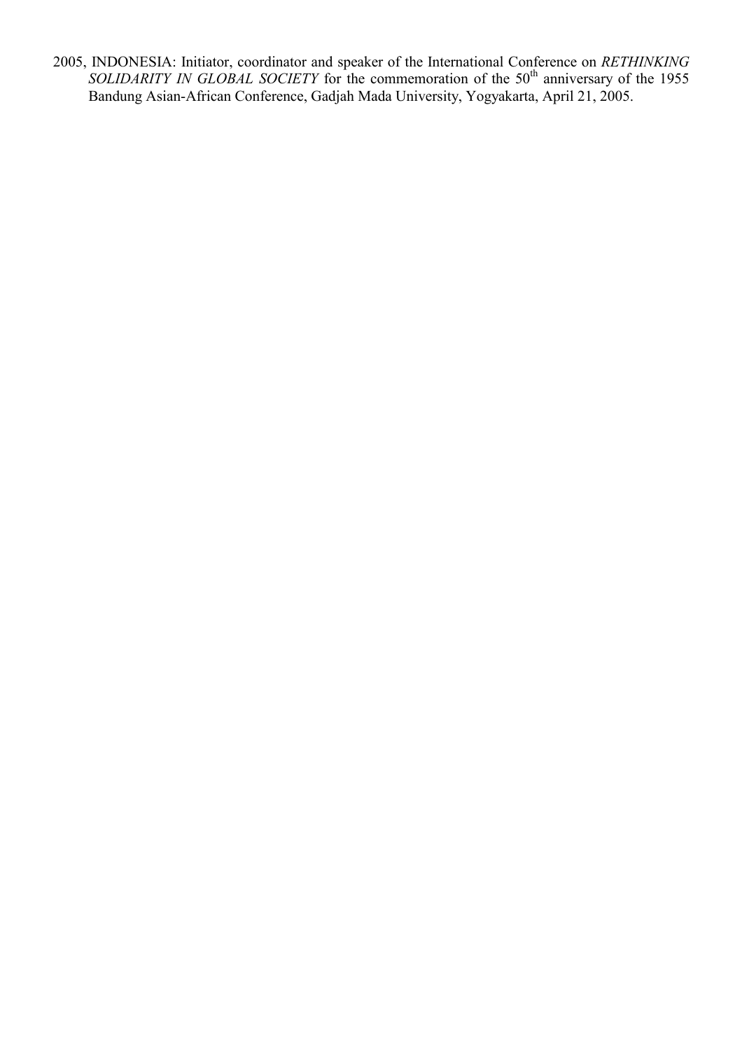2005, INDONESIA: Initiator, coordinator and speaker of the International Conference on *RETHINKING SOLIDARITY IN GLOBAL SOCIETY* for the commemoration of the 50th anniversary of the 1955 Bandung Asian-African Conference, Gadjah Mada University, Yogyakarta, April 21, 2005.